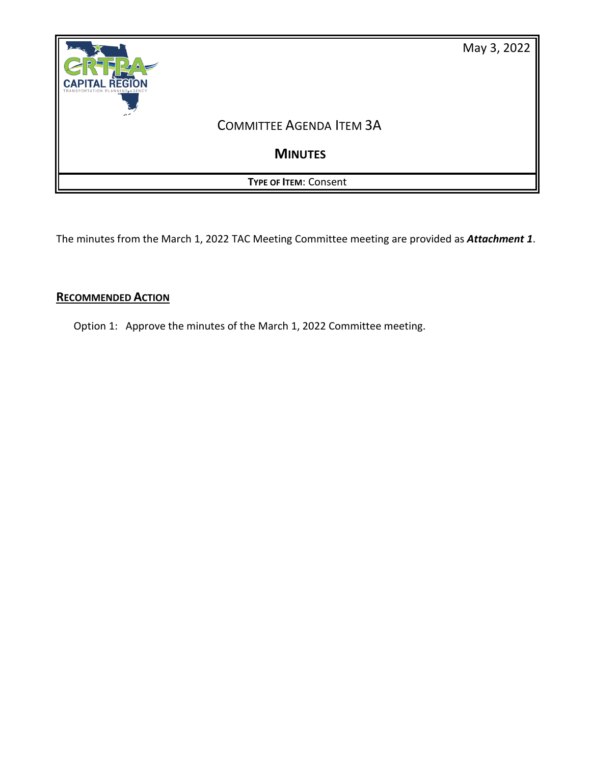May 3, 2022

# COMMITTEE AGENDA ITEM 3A

## MINUTES

**TYPE OF ITEM**: Consent

The minutes from the March 1, 2022 TAC Meeting Committee meeting are provided as ***Attachment 1***.

**RECOMMENDED ACTION**

Option 1: Approve the minutes of the March 1, 2022 Committee meeting.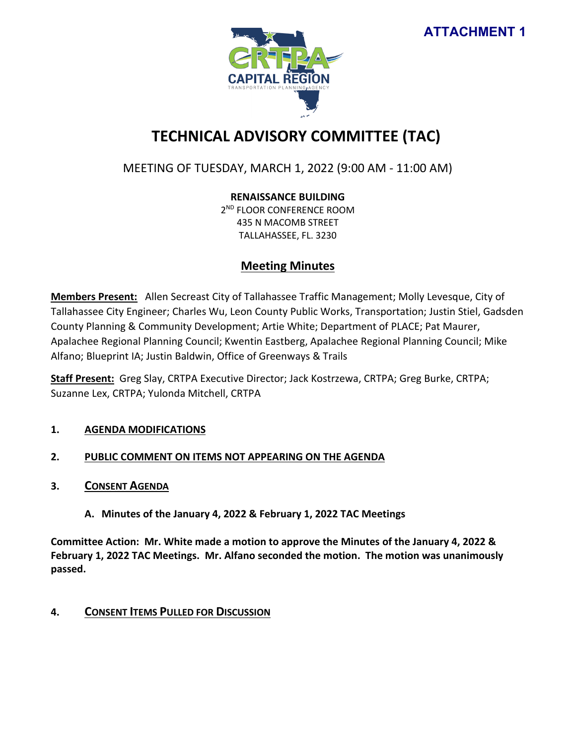**ATTACHMENT 1**

# TECHNICAL ADVISORY COMMITTEE (TAC)

MEETING OF TUESDAY, MARCH 1, 2022 (9:00 AM - 11:00 AM)

**RENAISSANCE BUILDING**
2[ND] FLOOR CONFERENCE ROOM
435 N MACOMB STREET
TALLAHASSEE, FL. 3230

## Meeting Minutes

**Members Present:** Allen Secreast City of Tallahassee Traffic Management; Molly Levesque, City of Tallahassee City Engineer; Charles Wu, Leon County Public Works, Transportation; Justin Stiel, Gadsden County Planning & Community Development; Artie White; Department of PLACE; Pat Maurer, Apalachee Regional Planning Council; Kwentin Eastberg, Apalachee Regional Planning Council; Mike Alfano; Blueprint IA; Justin Baldwin, Office of Greenways & Trails

**Staff Present:** Greg Slay, CRTPA Executive Director; Jack Kostrzewa, CRTPA; Greg Burke, CRTPA; Suzanne Lex, CRTPA; Yulonda Mitchell, CRTPA

1. **AGENDA MODIFICATIONS**

2. **PUBLIC COMMENT ON ITEMS NOT APPEARING ON THE AGENDA**

3. **CONSENT AGENDA**

   A. **Minutes of the January 4, 2022 & February 1, 2022 TAC Meetings**

**Committee Action: Mr. White made a motion to approve the Minutes of the January 4, 2022 & February 1, 2022 TAC Meetings. Mr. Alfano seconded the motion. The motion was unanimously passed.**

4. **CONSENT ITEMS PULLED FOR DISCUSSION**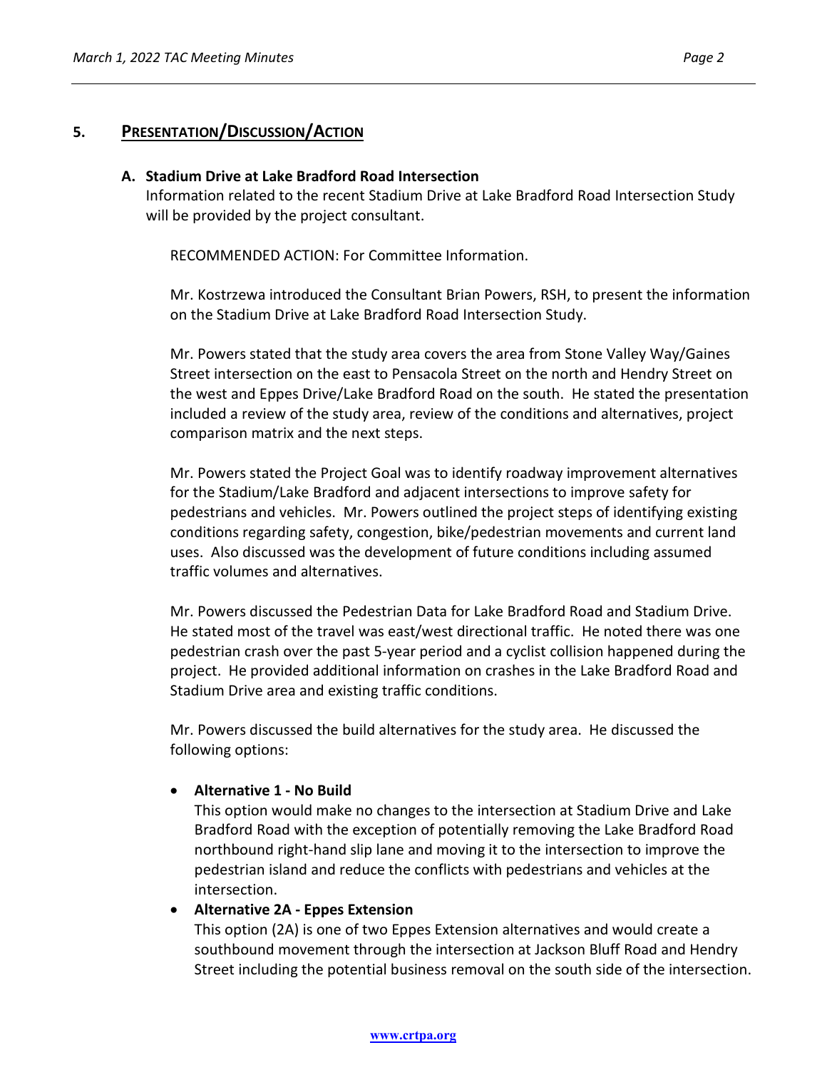## 5. PRESENTATION/DISCUSSION/ACTION

### A. Stadium Drive at Lake Bradford Road Intersection

Information related to the recent Stadium Drive at Lake Bradford Road Intersection Study will be provided by the project consultant.

RECOMMENDED ACTION: For Committee Information.

Mr. Kostrzewa introduced the Consultant Brian Powers, RSH, to present the information on the Stadium Drive at Lake Bradford Road Intersection Study.

Mr. Powers stated that the study area covers the area from Stone Valley Way/Gaines Street intersection on the east to Pensacola Street on the north and Hendry Street on the west and Eppes Drive/Lake Bradford Road on the south. He stated the presentation included a review of the study area, review of the conditions and alternatives, project comparison matrix and the next steps.

Mr. Powers stated the Project Goal was to identify roadway improvement alternatives for the Stadium/Lake Bradford and adjacent intersections to improve safety for pedestrians and vehicles. Mr. Powers outlined the project steps of identifying existing conditions regarding safety, congestion, bike/pedestrian movements and current land uses. Also discussed was the development of future conditions including assumed traffic volumes and alternatives.

Mr. Powers discussed the Pedestrian Data for Lake Bradford Road and Stadium Drive. He stated most of the travel was east/west directional traffic. He noted there was one pedestrian crash over the past 5-year period and a cyclist collision happened during the project. He provided additional information on crashes in the Lake Bradford Road and Stadium Drive area and existing traffic conditions.

Mr. Powers discussed the build alternatives for the study area. He discussed the following options:

- **Alternative 1 - No Build**
  This option would make no changes to the intersection at Stadium Drive and Lake Bradford Road with the exception of potentially removing the Lake Bradford Road northbound right-hand slip lane and moving it to the intersection to improve the pedestrian island and reduce the conflicts with pedestrians and vehicles at the intersection.
- **Alternative 2A - Eppes Extension**
  This option (2A) is one of two Eppes Extension alternatives and would create a southbound movement through the intersection at Jackson Bluff Road and Hendry Street including the potential business removal on the south side of the intersection.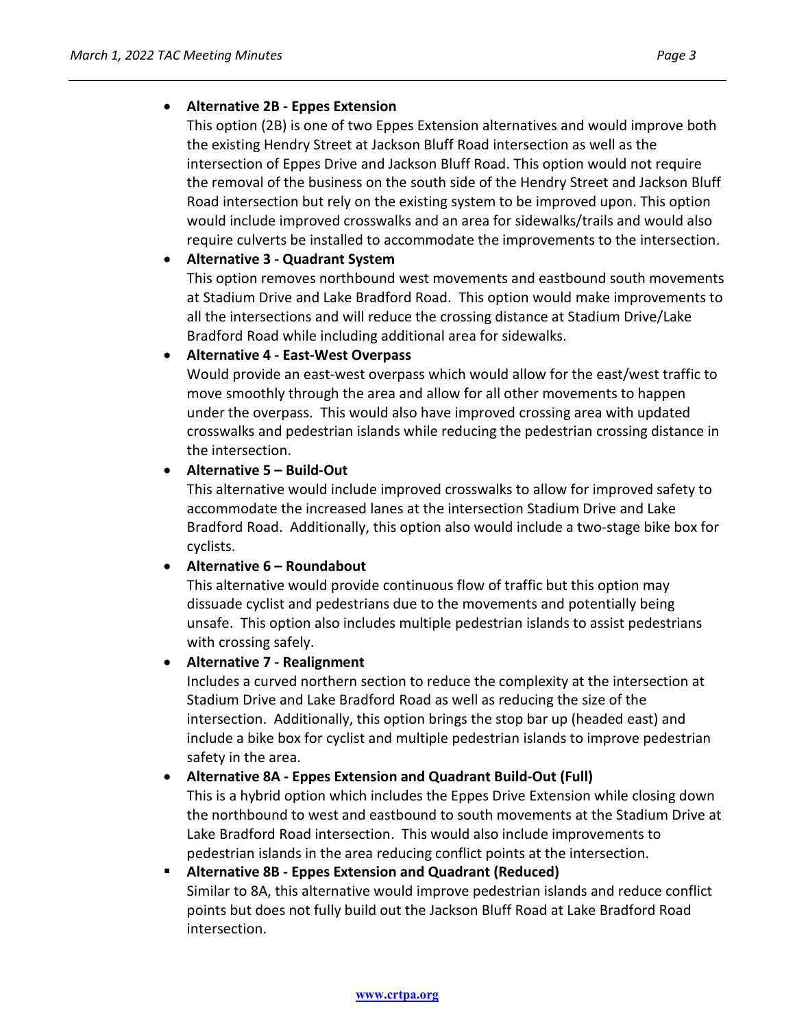- **Alternative 2B - Eppes Extension**
  This option (2B) is one of two Eppes Extension alternatives and would improve both the existing Hendry Street at Jackson Bluff Road intersection as well as the intersection of Eppes Drive and Jackson Bluff Road. This option would not require the removal of the business on the south side of the Hendry Street and Jackson Bluff Road intersection but rely on the existing system to be improved upon. This option would include improved crosswalks and an area for sidewalks/trails and would also require culverts be installed to accommodate the improvements to the intersection.
- **Alternative 3 - Quadrant System**
  This option removes northbound west movements and eastbound south movements at Stadium Drive and Lake Bradford Road. This option would make improvements to all the intersections and will reduce the crossing distance at Stadium Drive/Lake Bradford Road while including additional area for sidewalks.
- **Alternative 4 - East-West Overpass**
  Would provide an east-west overpass which would allow for the east/west traffic to move smoothly through the area and allow for all other movements to happen under the overpass. This would also have improved crossing area with updated crosswalks and pedestrian islands while reducing the pedestrian crossing distance in the intersection.
- **Alternative 5 – Build-Out**
  This alternative would include improved crosswalks to allow for improved safety to accommodate the increased lanes at the intersection Stadium Drive and Lake Bradford Road. Additionally, this option also would include a two-stage bike box for cyclists.
- **Alternative 6 – Roundabout**
  This alternative would provide continuous flow of traffic but this option may dissuade cyclist and pedestrians due to the movements and potentially being unsafe. This option also includes multiple pedestrian islands to assist pedestrians with crossing safely.
- **Alternative 7 - Realignment**
  Includes a curved northern section to reduce the complexity at the intersection at Stadium Drive and Lake Bradford Road as well as reducing the size of the intersection. Additionally, this option brings the stop bar up (headed east) and include a bike box for cyclist and multiple pedestrian islands to improve pedestrian safety in the area.
- **Alternative 8A - Eppes Extension and Quadrant Build-Out (Full)**
  This is a hybrid option which includes the Eppes Drive Extension while closing down the northbound to west and eastbound to south movements at the Stadium Drive at Lake Bradford Road intersection. This would also include improvements to pedestrian islands in the area reducing conflict points at the intersection.
- **Alternative 8B - Eppes Extension and Quadrant (Reduced)**
  Similar to 8A, this alternative would improve pedestrian islands and reduce conflict points but does not fully build out the Jackson Bluff Road at Lake Bradford Road intersection.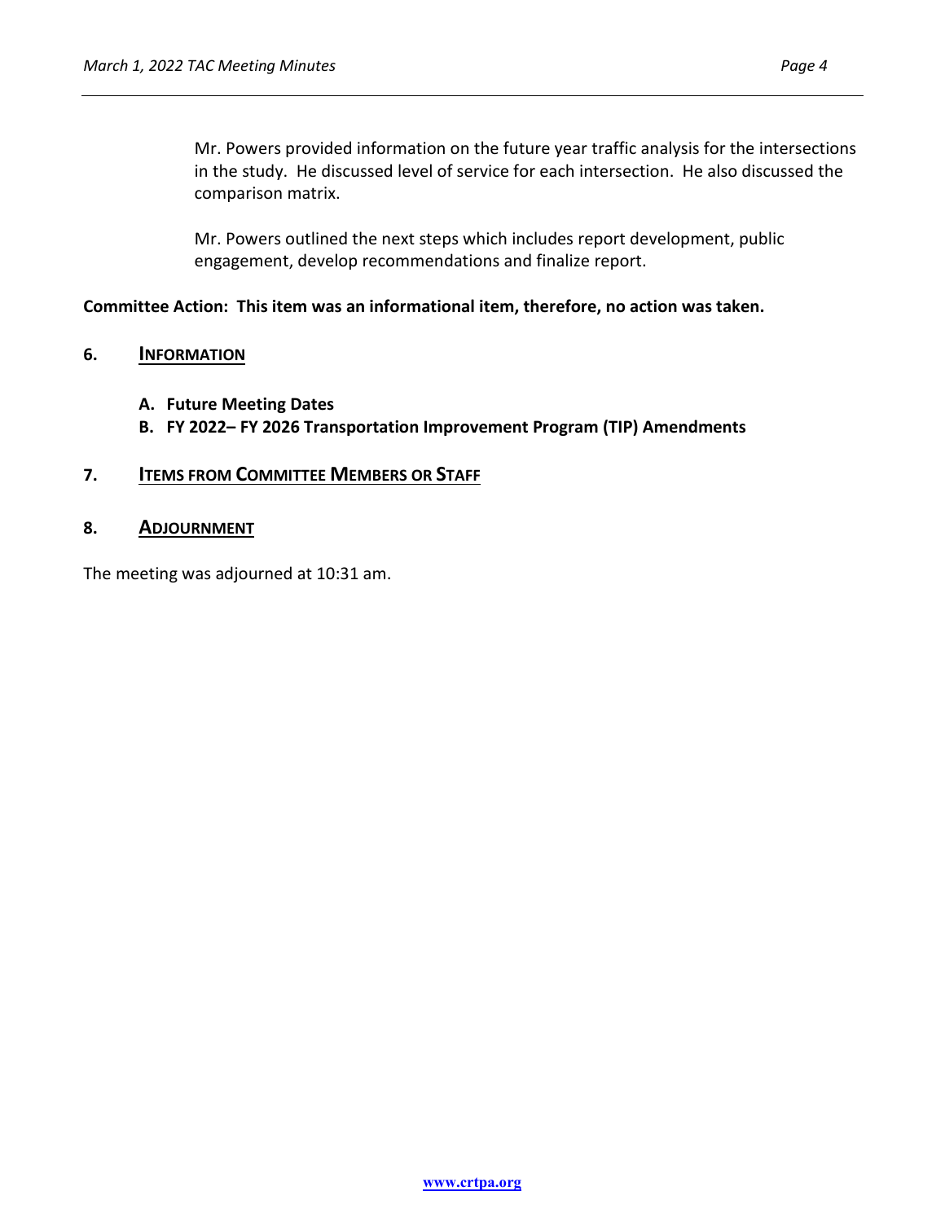Mr. Powers provided information on the future year traffic analysis for the intersections in the study. He discussed level of service for each intersection. He also discussed the comparison matrix.

Mr. Powers outlined the next steps which includes report development, public engagement, develop recommendations and finalize report.

**Committee Action: This item was an informational item, therefore, no action was taken.**

## 6. INFORMATION

- **A. Future Meeting Dates**
- **B. FY 2022– FY 2026 Transportation Improvement Program (TIP) Amendments**

## 7. ITEMS FROM COMMITTEE MEMBERS OR STAFF

## 8. ADJOURNMENT

The meeting was adjourned at 10:31 am.